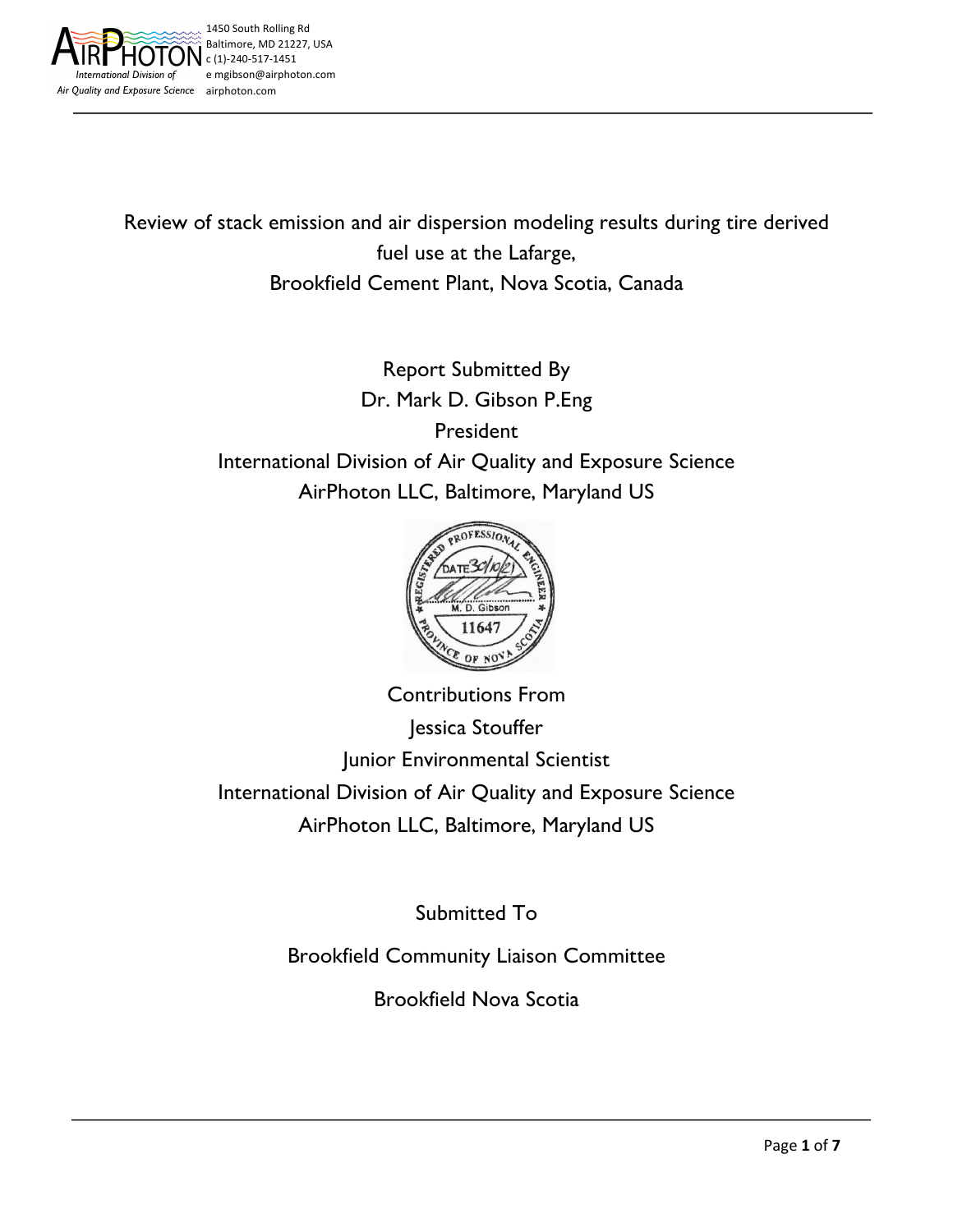1450 South Rolling Rd
Baltimore, MD 21227, USA
c (1)-240-517-1451
e mgibson@airphoton.com
airphoton.com

AirPhoton
International Division of Air Quality and Exposure Science

# Review of stack emission and air dispersion modeling results during tire derived fuel use at the Lafarge, Brookfield Cement Plant, Nova Scotia, Canada

Report Submitted By

Dr. Mark D. Gibson P.Eng

President

International Division of Air Quality and Exposure Science

AirPhoton LLC, Baltimore, Maryland US

REGISTERED PROFESSIONAL ENGINEER
DATE 30/10/21
M. D. Gibson
11647
PROVINCE OF NOVA SCOTIA

Contributions From

Jessica Stouffer

Junior Environmental Scientist

International Division of Air Quality and Exposure Science

AirPhoton LLC, Baltimore, Maryland US

Submitted To

Brookfield Community Liaison Committee

Brookfield Nova Scotia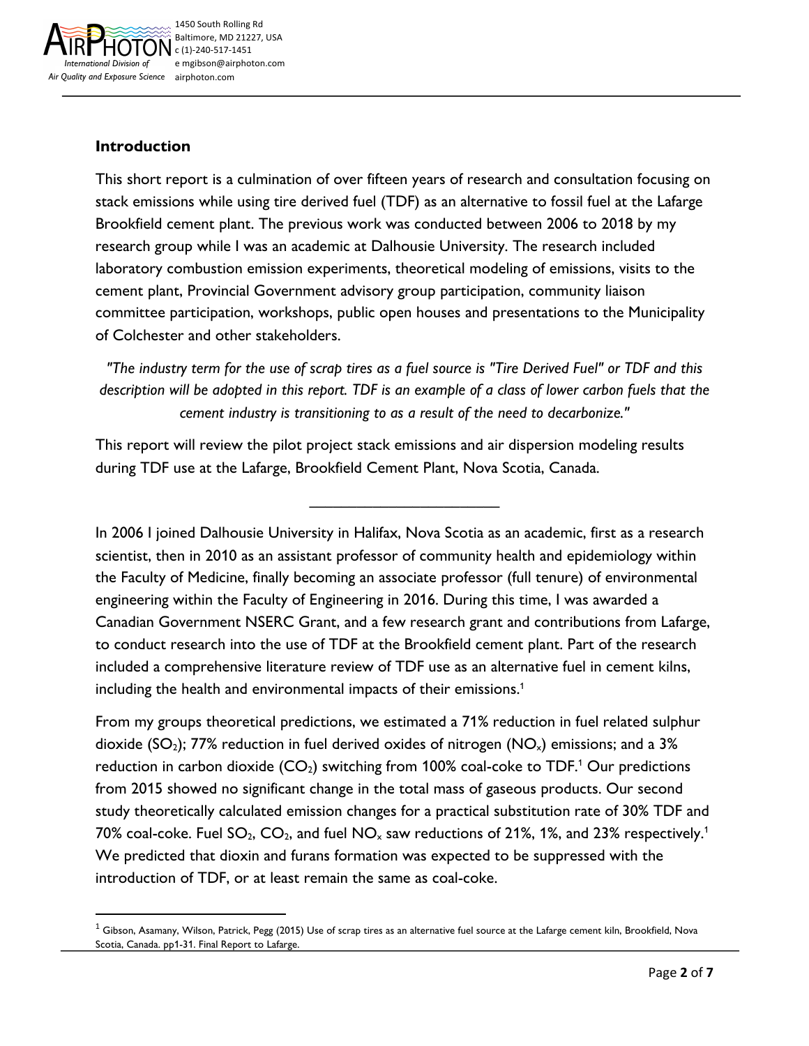## Introduction

This short report is a culmination of over fifteen years of research and consultation focusing on stack emissions while using tire derived fuel (TDF) as an alternative to fossil fuel at the Lafarge Brookfield cement plant. The previous work was conducted between 2006 to 2018 by my research group while I was an academic at Dalhousie University. The research included laboratory combustion emission experiments, theoretical modeling of emissions, visits to the cement plant, Provincial Government advisory group participation, community liaison committee participation, workshops, public open houses and presentations to the Municipality of Colchester and other stakeholders.

*"The industry term for the use of scrap tires as a fuel source is "Tire Derived Fuel" or TDF and this description will be adopted in this report. TDF is an example of a class of lower carbon fuels that the cement industry is transitioning to as a result of the need to decarbonize."*

This report will review the pilot project stack emissions and air dispersion modeling results during TDF use at the Lafarge, Brookfield Cement Plant, Nova Scotia, Canada.

---

In 2006 I joined Dalhousie University in Halifax, Nova Scotia as an academic, first as a research scientist, then in 2010 as an assistant professor of community health and epidemiology within the Faculty of Medicine, finally becoming an associate professor (full tenure) of environmental engineering within the Faculty of Engineering in 2016. During this time, I was awarded a Canadian Government NSERC Grant, and a few research grant and contributions from Lafarge, to conduct research into the use of TDF at the Brookfield cement plant. Part of the research included a comprehensive literature review of TDF use as an alternative fuel in cement kilns, including the health and environmental impacts of their emissions.[1]

From my groups theoretical predictions, we estimated a 71% reduction in fuel related sulphur dioxide ($SO_2$); 77% reduction in fuel derived oxides of nitrogen ($NO_x$) emissions; and a 3% reduction in carbon dioxide ($CO_2$) switching from 100% coal-coke to TDF.[1] Our predictions from 2015 showed no significant change in the total mass of gaseous products. Our second study theoretically calculated emission changes for a practical substitution rate of 30% TDF and 70% coal-coke. Fuel $SO_2$, $CO_2$, and fuel $NO_x$ saw reductions of 21%, 1%, and 23% respectively.[1] We predicted that dioxin and furans formation was expected to be suppressed with the introduction of TDF, or at least remain the same as coal-coke.

[1] Gibson, Asamany, Wilson, Patrick, Pegg (2015) Use of scrap tires as an alternative fuel source at the Lafarge cement kiln, Brookfield, Nova Scotia, Canada. pp1-31. Final Report to Lafarge.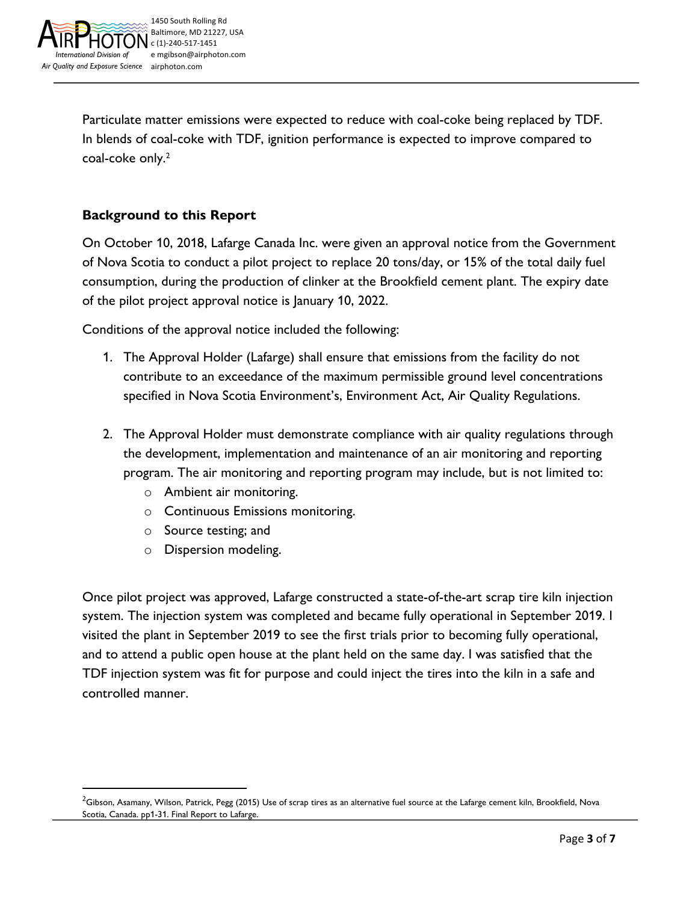Particulate matter emissions were expected to reduce with coal-coke being replaced by TDF. In blends of coal-coke with TDF, ignition performance is expected to improve compared to coal-coke only.[2]

## Background to this Report

On October 10, 2018, Lafarge Canada Inc. were given an approval notice from the Government of Nova Scotia to conduct a pilot project to replace 20 tons/day, or 15% of the total daily fuel consumption, during the production of clinker at the Brookfield cement plant. The expiry date of the pilot project approval notice is January 10, 2022.

Conditions of the approval notice included the following:

1. The Approval Holder (Lafarge) shall ensure that emissions from the facility do not contribute to an exceedance of the maximum permissible ground level concentrations specified in Nova Scotia Environment's, Environment Act, Air Quality Regulations.

2. The Approval Holder must demonstrate compliance with air quality regulations through the development, implementation and maintenance of an air monitoring and reporting program. The air monitoring and reporting program may include, but is not limited to:
   - Ambient air monitoring.
   - Continuous Emissions monitoring.
   - Source testing; and
   - Dispersion modeling.

Once pilot project was approved, Lafarge constructed a state-of-the-art scrap tire kiln injection system. The injection system was completed and became fully operational in September 2019. I visited the plant in September 2019 to see the first trials prior to becoming fully operational, and to attend a public open house at the plant held on the same day. I was satisfied that the TDF injection system was fit for purpose and could inject the tires into the kiln in a safe and controlled manner.

[2] Gibson, Asamany, Wilson, Patrick, Pegg (2015) Use of scrap tires as an alternative fuel source at the Lafarge cement kiln, Brookfield, Nova Scotia, Canada. pp1-31. Final Report to Lafarge.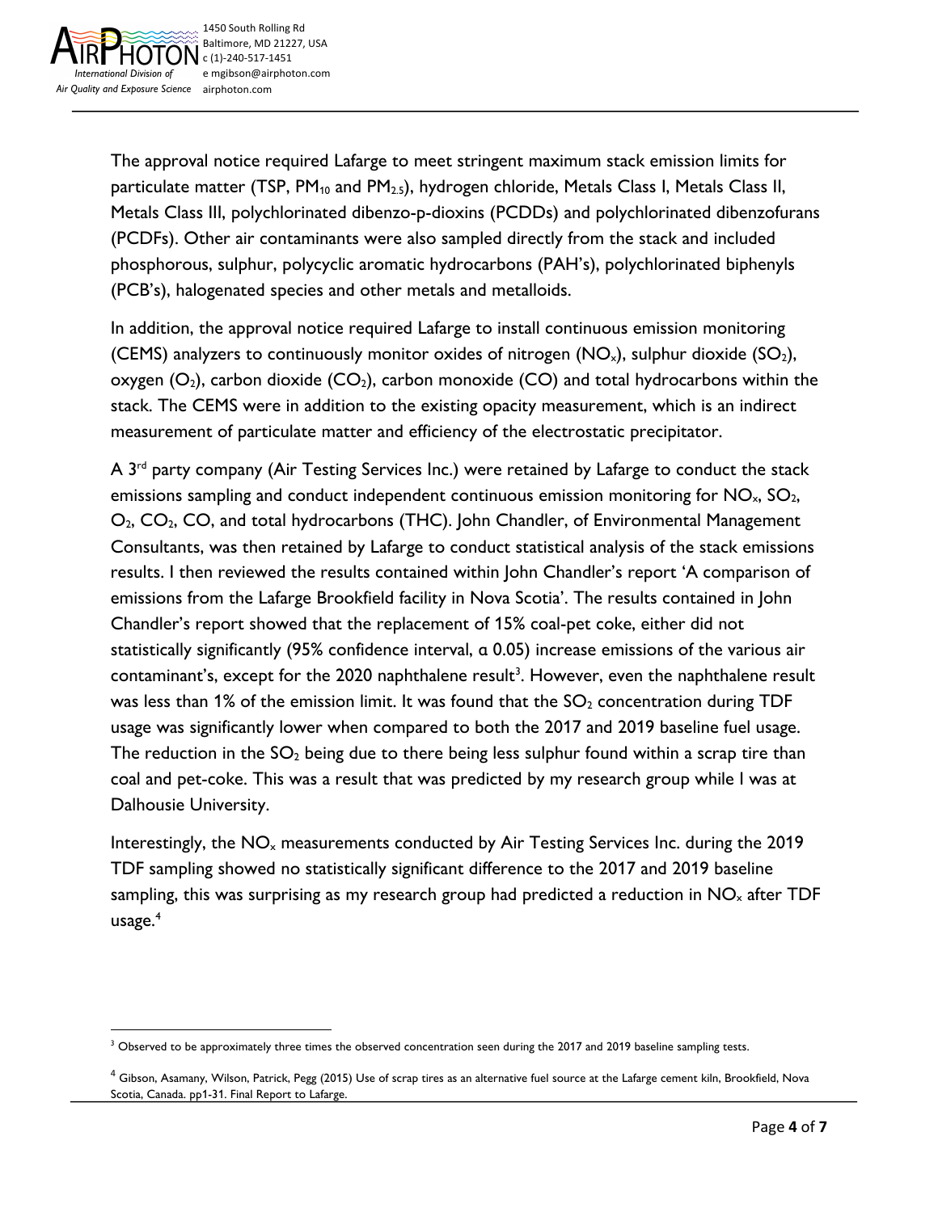The approval notice required Lafarge to meet stringent maximum stack emission limits for particulate matter (TSP, $PM_{10}$ and $PM_{2.5}$), hydrogen chloride, Metals Class I, Metals Class II, Metals Class III, polychlorinated dibenzo-p-dioxins (PCDDs) and polychlorinated dibenzofurans (PCDFs). Other air contaminants were also sampled directly from the stack and included phosphorous, sulphur, polycyclic aromatic hydrocarbons (PAH's), polychlorinated biphenyls (PCB's), halogenated species and other metals and metalloids.

In addition, the approval notice required Lafarge to install continuous emission monitoring (CEMS) analyzers to continuously monitor oxides of nitrogen ($NO_x$), sulphur dioxide ($SO_2$), oxygen ($O_2$), carbon dioxide ($CO_2$), carbon monoxide (CO) and total hydrocarbons within the stack. The CEMS were in addition to the existing opacity measurement, which is an indirect measurement of particulate matter and efficiency of the electrostatic precipitator.

A 3rd party company (Air Testing Services Inc.) were retained by Lafarge to conduct the stack emissions sampling and conduct independent continuous emission monitoring for $NO_x$, $SO_2$, $O_2$, $CO_2$, CO, and total hydrocarbons (THC). John Chandler, of Environmental Management Consultants, was then retained by Lafarge to conduct statistical analysis of the stack emissions results. I then reviewed the results contained within John Chandler's report 'A comparison of emissions from the Lafarge Brookfield facility in Nova Scotia'. The results contained in John Chandler's report showed that the replacement of 15% coal-pet coke, either did not statistically significantly (95% confidence interval, $\alpha$ 0.05) increase emissions of the various air contaminant's, except for the 2020 naphthalene result[3]. However, even the naphthalene result was less than 1% of the emission limit. It was found that the $SO_2$ concentration during TDF usage was significantly lower when compared to both the 2017 and 2019 baseline fuel usage. The reduction in the $SO_2$ being due to there being less sulphur found within a scrap tire than coal and pet-coke. This was a result that was predicted by my research group while I was at Dalhousie University.

Interestingly, the $NO_x$ measurements conducted by Air Testing Services Inc. during the 2019 TDF sampling showed no statistically significant difference to the 2017 and 2019 baseline sampling, this was surprising as my research group had predicted a reduction in $NO_x$ after TDF usage.[4]

---

[3] Observed to be approximately three times the observed concentration seen during the 2017 and 2019 baseline sampling tests.

[4] Gibson, Asamany, Wilson, Patrick, Pegg (2015) Use of scrap tires as an alternative fuel source at the Lafarge cement kiln, Brookfield, Nova Scotia, Canada. pp1-31. Final Report to Lafarge.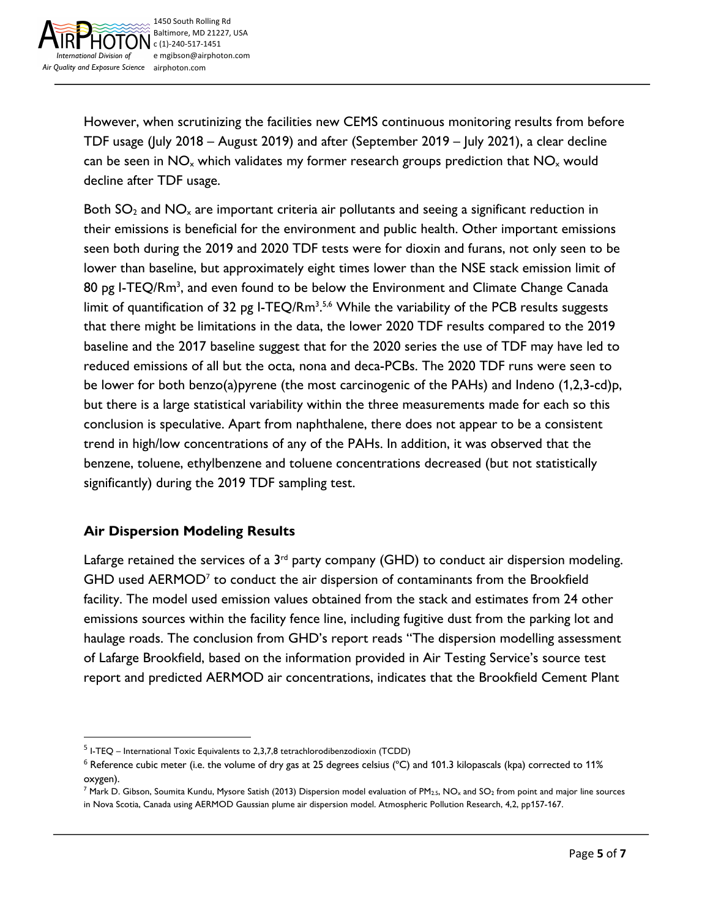However, when scrutinizing the facilities new CEMS continuous monitoring results from before TDF usage (July 2018 – August 2019) and after (September 2019 – July 2021), a clear decline can be seen in $NO_x$ which validates my former research groups prediction that $NO_x$ would decline after TDF usage.

Both $SO_2$ and $NO_x$ are important criteria air pollutants and seeing a significant reduction in their emissions is beneficial for the environment and public health. Other important emissions seen both during the 2019 and 2020 TDF tests were for dioxin and furans, not only seen to be lower than baseline, but approximately eight times lower than the NSE stack emission limit of 80 pg I-TEQ/$Rm^3$, and even found to be below the Environment and Climate Change Canada limit of quantification of 32 pg I-TEQ/$Rm^3$.[5,6] While the variability of the PCB results suggests that there might be limitations in the data, the lower 2020 TDF results compared to the 2019 baseline and the 2017 baseline suggest that for the 2020 series the use of TDF may have led to reduced emissions of all but the octa, nona and deca-PCBs. The 2020 TDF runs were seen to be lower for both benzo(a)pyrene (the most carcinogenic of the PAHs) and Indeno (1,2,3-cd)p, but there is a large statistical variability within the three measurements made for each so this conclusion is speculative. Apart from naphthalene, there does not appear to be a consistent trend in high/low concentrations of any of the PAHs. In addition, it was observed that the benzene, toluene, ethylbenzene and toluene concentrations decreased (but not statistically significantly) during the 2019 TDF sampling test.

### Air Dispersion Modeling Results

Lafarge retained the services of a 3rd party company (GHD) to conduct air dispersion modeling. GHD used AERMOD[7] to conduct the air dispersion of contaminants from the Brookfield facility. The model used emission values obtained from the stack and estimates from 24 other emissions sources within the facility fence line, including fugitive dust from the parking lot and haulage roads. The conclusion from GHD's report reads "The dispersion modelling assessment of Lafarge Brookfield, based on the information provided in Air Testing Service's source test report and predicted AERMOD air concentrations, indicates that the Brookfield Cement Plant

---

[5] I-TEQ – International Toxic Equivalents to 2,3,7,8 tetrachlorodibenzodioxin (TCDD)

[6] Reference cubic meter (i.e. the volume of dry gas at 25 degrees celsius (°C) and 101.3 kilopascals (kpa) corrected to 11% oxygen).

[7] Mark D. Gibson, Soumita Kundu, Mysore Satish (2013) Dispersion model evaluation of $PM_{2.5}$, $NO_x$ and $SO_2$ from point and major line sources in Nova Scotia, Canada using AERMOD Gaussian plume air dispersion model. Atmospheric Pollution Research, 4,2, pp157-167.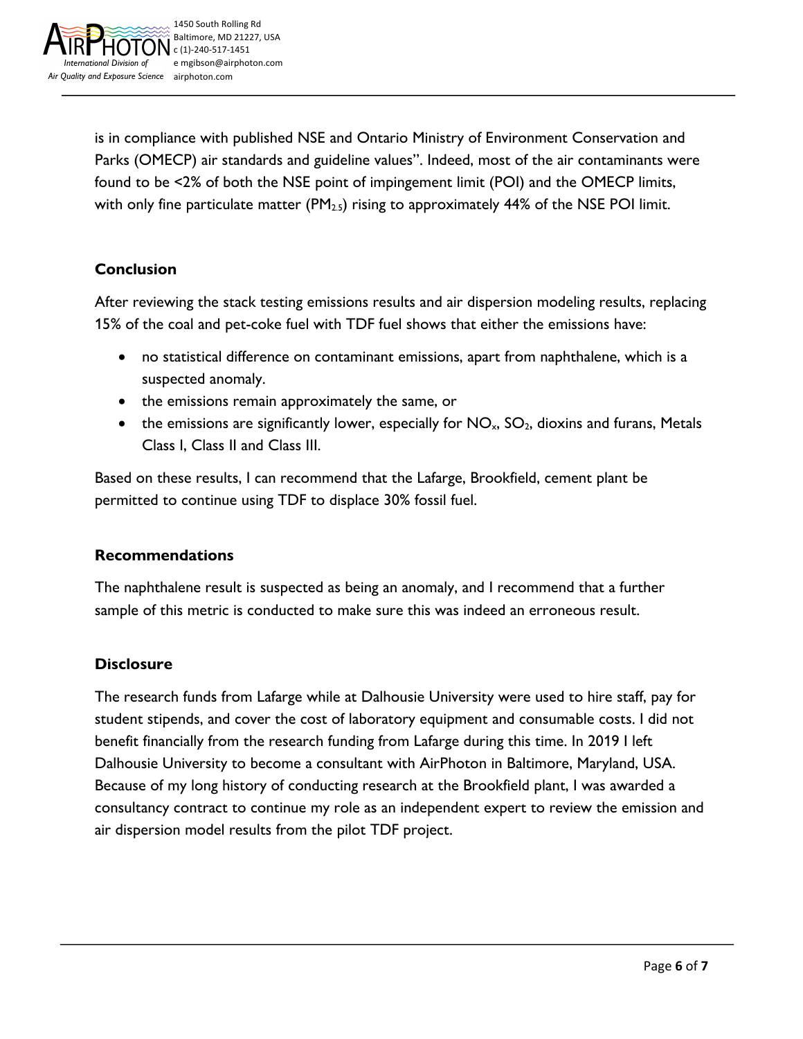is in compliance with published NSE and Ontario Ministry of Environment Conservation and Parks (OMECP) air standards and guideline values". Indeed, most of the air contaminants were found to be <2% of both the NSE point of impingement limit (POI) and the OMECP limits, with only fine particulate matter ($PM_{2.5}$) rising to approximately 44% of the NSE POI limit.

### Conclusion

After reviewing the stack testing emissions results and air dispersion modeling results, replacing 15% of the coal and pet-coke fuel with TDF fuel shows that either the emissions have:

- no statistical difference on contaminant emissions, apart from naphthalene, which is a suspected anomaly.
- the emissions remain approximately the same, or
- the emissions are significantly lower, especially for $NO_x$, $SO_2$, dioxins and furans, Metals Class I, Class II and Class III.

Based on these results, I can recommend that the Lafarge, Brookfield, cement plant be permitted to continue using TDF to displace 30% fossil fuel.

### Recommendations

The naphthalene result is suspected as being an anomaly, and I recommend that a further sample of this metric is conducted to make sure this was indeed an erroneous result.

### Disclosure

The research funds from Lafarge while at Dalhousie University were used to hire staff, pay for student stipends, and cover the cost of laboratory equipment and consumable costs. I did not benefit financially from the research funding from Lafarge during this time. In 2019 I left Dalhousie University to become a consultant with AirPhoton in Baltimore, Maryland, USA. Because of my long history of conducting research at the Brookfield plant, I was awarded a consultancy contract to continue my role as an independent expert to review the emission and air dispersion model results from the pilot TDF project.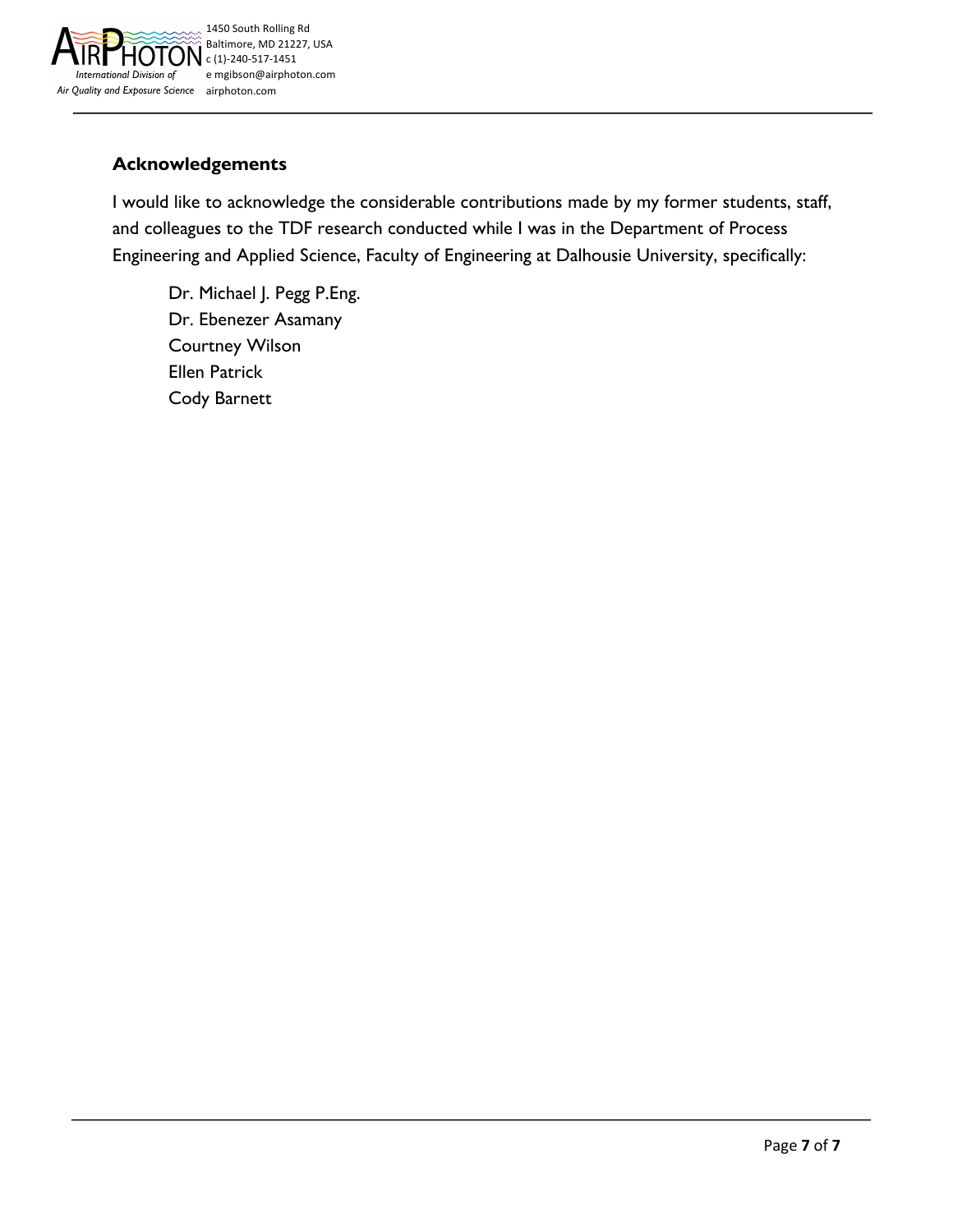## Acknowledgements

I would like to acknowledge the considerable contributions made by my former students, staff, and colleagues to the TDF research conducted while I was in the Department of Process Engineering and Applied Science, Faculty of Engineering at Dalhousie University, specifically:

Dr. Michael J. Pegg P.Eng.
Dr. Ebenezer Asamany
Courtney Wilson
Ellen Patrick
Cody Barnett